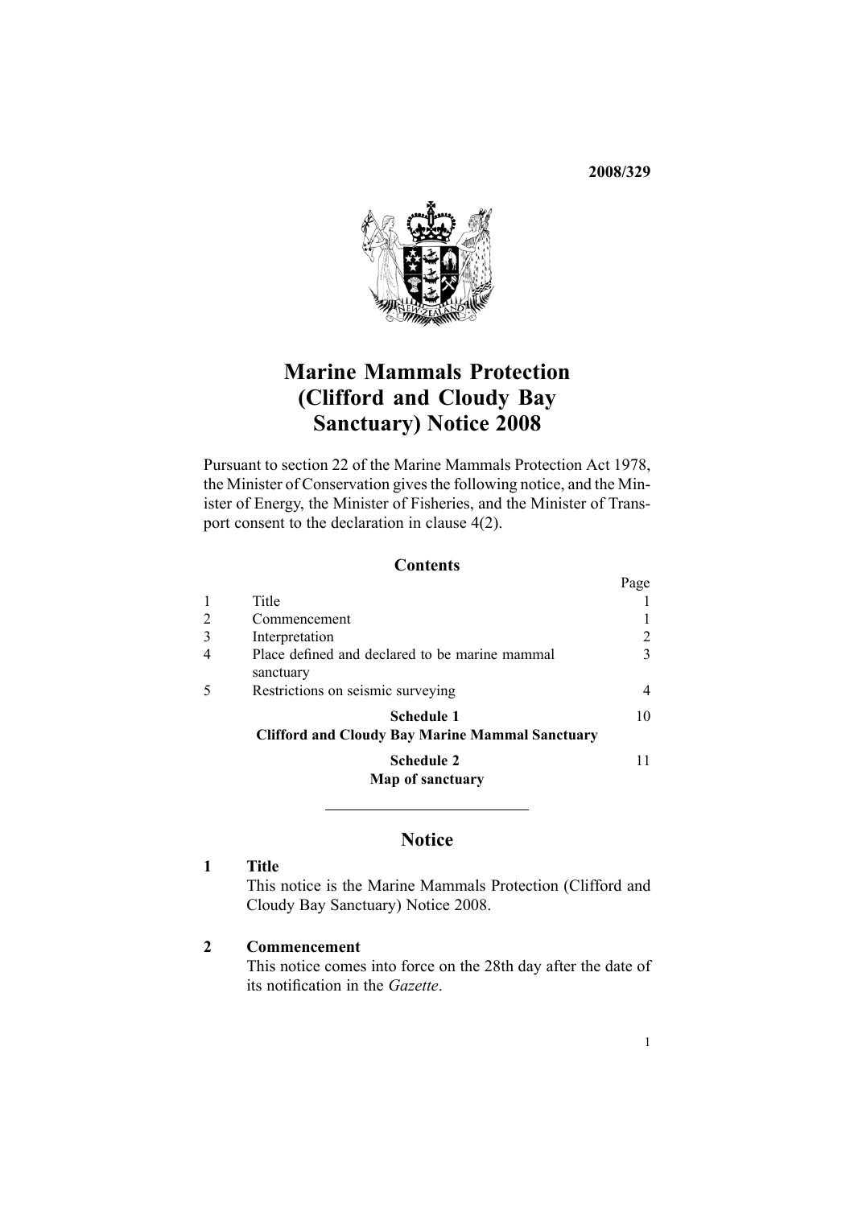**2008/329**

# Marine Mammals Protection (Clifford and Cloudy Bay Sanctuary) Notice 2008

Pursuant to section 22 of the Marine Mammals Protection Act 1978, the Minister of Conservation gives the following notice, and the Minister of Energy, the Minister of Fisheries, and the Minister of Transport consent to the declaration in clause 4(2).

## Contents

| | | Page |
|---|---|---|
| 1 | Title | 1 |
| 2 | Commencement | 1 |
| 3 | Interpretation | 2 |
| 4 | Place defined and declared to be marine mammal sanctuary | 3 |
| 5 | Restrictions on seismic surveying | 4 |
| | **Schedule 1** **Clifford and Cloudy Bay Marine Mammal Sanctuary** | 10 |
| | **Schedule 2** **Map of sanctuary** | 11 |

## Notice

### 1 Title

This notice is the Marine Mammals Protection (Clifford and Cloudy Bay Sanctuary) Notice 2008.

### 2 Commencement

This notice comes into force on the 28th day after the date of its notification in the *Gazette*.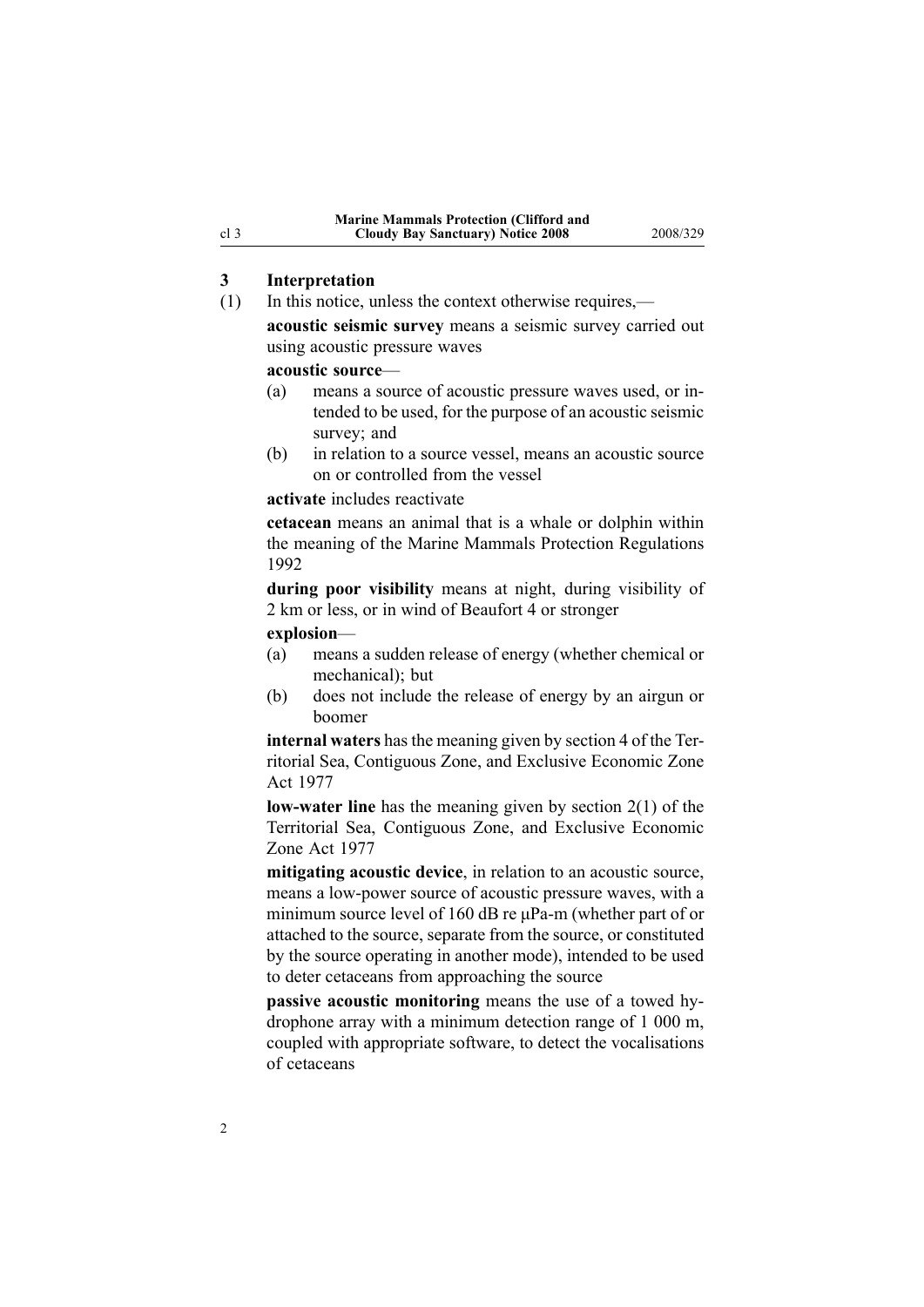## 3 Interpretation

(1) In this notice, unless the context otherwise requires,—

**acoustic seismic survey** means a seismic survey carried out using acoustic pressure waves

**acoustic source**—

(a) means a source of acoustic pressure waves used, or intended to be used, for the purpose of an acoustic seismic survey; and

(b) in relation to a source vessel, means an acoustic source on or controlled from the vessel

**activate** includes reactivate

**cetacean** means an animal that is a whale or dolphin within the meaning of the Marine Mammals Protection Regulations 1992

**during poor visibility** means at night, during visibility of 2 km or less, or in wind of Beaufort 4 or stronger

**explosion**—

(a) means a sudden release of energy (whether chemical or mechanical); but

(b) does not include the release of energy by an airgun or boomer

**internal waters** has the meaning given by section 4 of the Territorial Sea, Contiguous Zone, and Exclusive Economic Zone Act 1977

**low-water line** has the meaning given by section 2(1) of the Territorial Sea, Contiguous Zone, and Exclusive Economic Zone Act 1977

**mitigating acoustic device**, in relation to an acoustic source, means a low-power source of acoustic pressure waves, with a minimum source level of 160 dB re μPa-m (whether part of or attached to the source, separate from the source, or constituted by the source operating in another mode), intended to be used to deter cetaceans from approaching the source

**passive acoustic monitoring** means the use of a towed hydrophone array with a minimum detection range of 1 000 m, coupled with appropriate software, to detect the vocalisations of cetaceans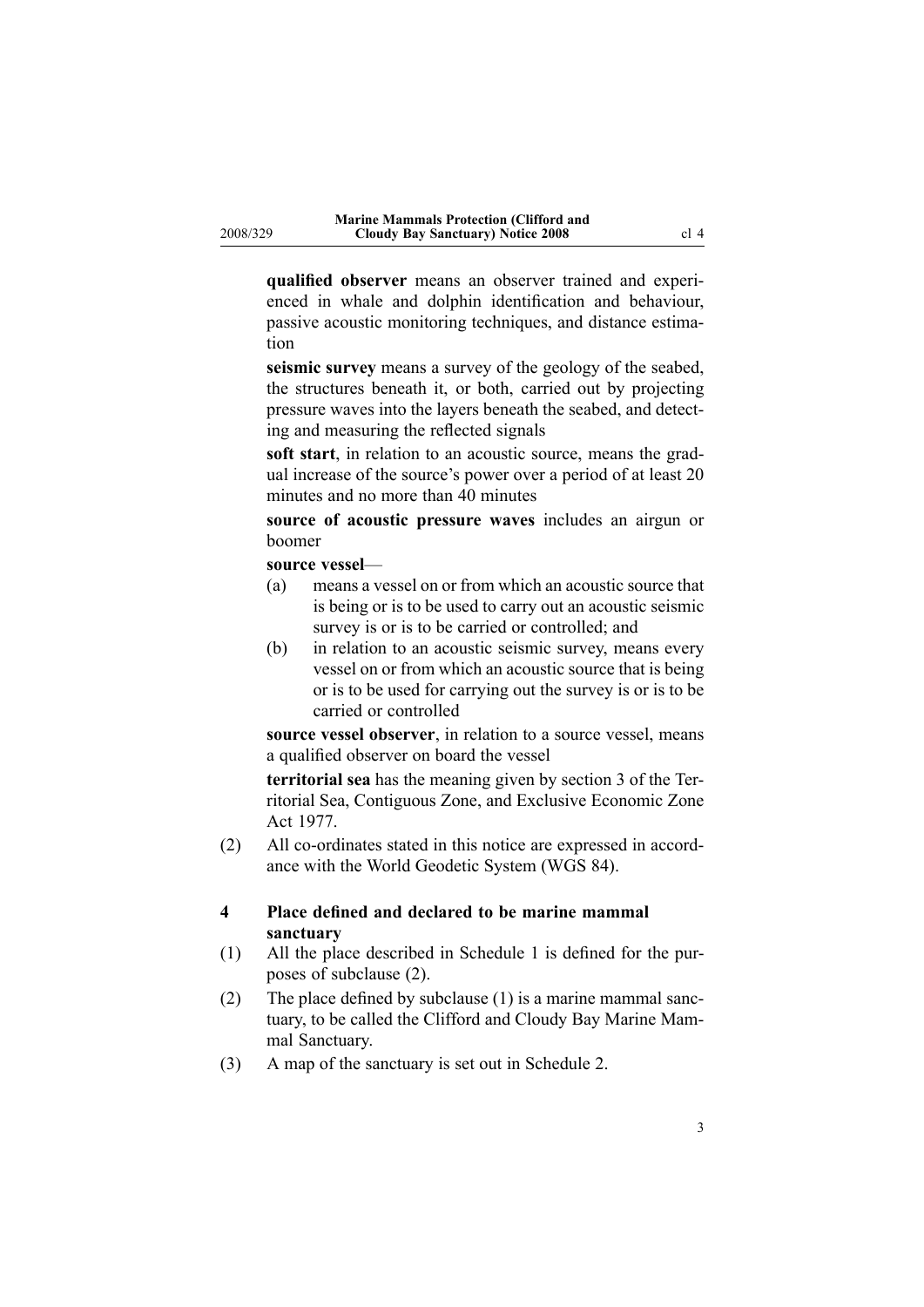**qualified observer** means an observer trained and experienced in whale and dolphin identification and behaviour, passive acoustic monitoring techniques, and distance estimation

**seismic survey** means a survey of the geology of the seabed, the structures beneath it, or both, carried out by projecting pressure waves into the layers beneath the seabed, and detecting and measuring the reflected signals

**soft start**, in relation to an acoustic source, means the gradual increase of the source's power over a period of at least 20 minutes and no more than 40 minutes

**source of acoustic pressure waves** includes an airgun or boomer

**source vessel**—

(a) means a vessel on or from which an acoustic source that is being or is to be used to carry out an acoustic seismic survey is or is to be carried or controlled; and

(b) in relation to an acoustic seismic survey, means every vessel on or from which an acoustic source that is being or is to be used for carrying out the survey is or is to be carried or controlled

**source vessel observer**, in relation to a source vessel, means a qualified observer on board the vessel

**territorial sea** has the meaning given by section 3 of the Territorial Sea, Contiguous Zone, and Exclusive Economic Zone Act 1977.

(2) All co-ordinates stated in this notice are expressed in accordance with the World Geodetic System (WGS 84).

### 4 Place defined and declared to be marine mammal sanctuary

(1) All the place described in Schedule 1 is defined for the purposes of subclause (2).

(2) The place defined by subclause (1) is a marine mammal sanctuary, to be called the Clifford and Cloudy Bay Marine Mammal Sanctuary.

(3) A map of the sanctuary is set out in Schedule 2.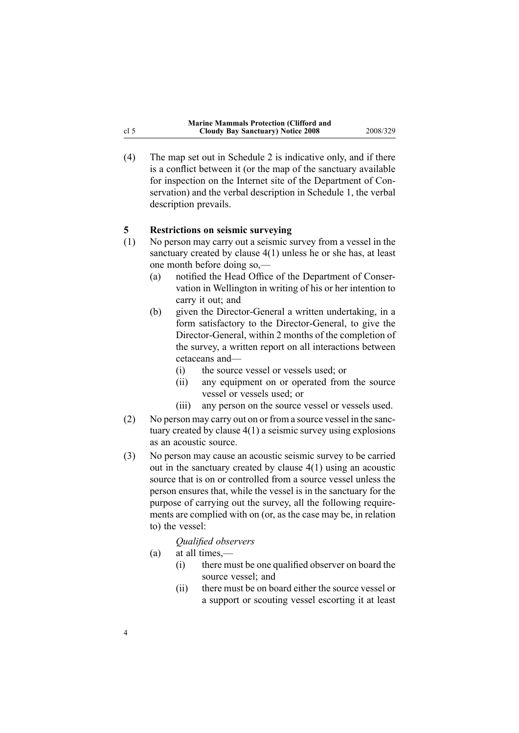(4) The map set out in Schedule 2 is indicative only, and if there is a conflict between it (or the map of the sanctuary available for inspection on the Internet site of the Department of Conservation) and the verbal description in Schedule 1, the verbal description prevails.

### 5 Restrictions on seismic surveying

(1) No person may carry out a seismic survey from a vessel in the sanctuary created by clause 4(1) unless he or she has, at least one month before doing so,—

- (a) notified the Head Office of the Department of Conservation in Wellington in writing of his or her intention to carry it out; and
- (b) given the Director-General a written undertaking, in a form satisfactory to the Director-General, to give the Director-General, within 2 months of the completion of the survey, a written report on all interactions between cetaceans and—
  - (i) the source vessel or vessels used; or
  - (ii) any equipment on or operated from the source vessel or vessels used; or
  - (iii) any person on the source vessel or vessels used.

(2) No person may carry out on or from a source vessel in the sanctuary created by clause 4(1) a seismic survey using explosions as an acoustic source.

(3) No person may cause an acoustic seismic survey to be carried out in the sanctuary created by clause 4(1) using an acoustic source that is on or controlled from a source vessel unless the person ensures that, while the vessel is in the sanctuary for the purpose of carrying out the survey, all the following requirements are complied with on (or, as the case may be, in relation to) the vessel:

*Qualified observers*

- (a) at all times,—
  - (i) there must be one qualified observer on board the source vessel; and
  - (ii) there must be on board either the source vessel or a support or scouting vessel escorting it at least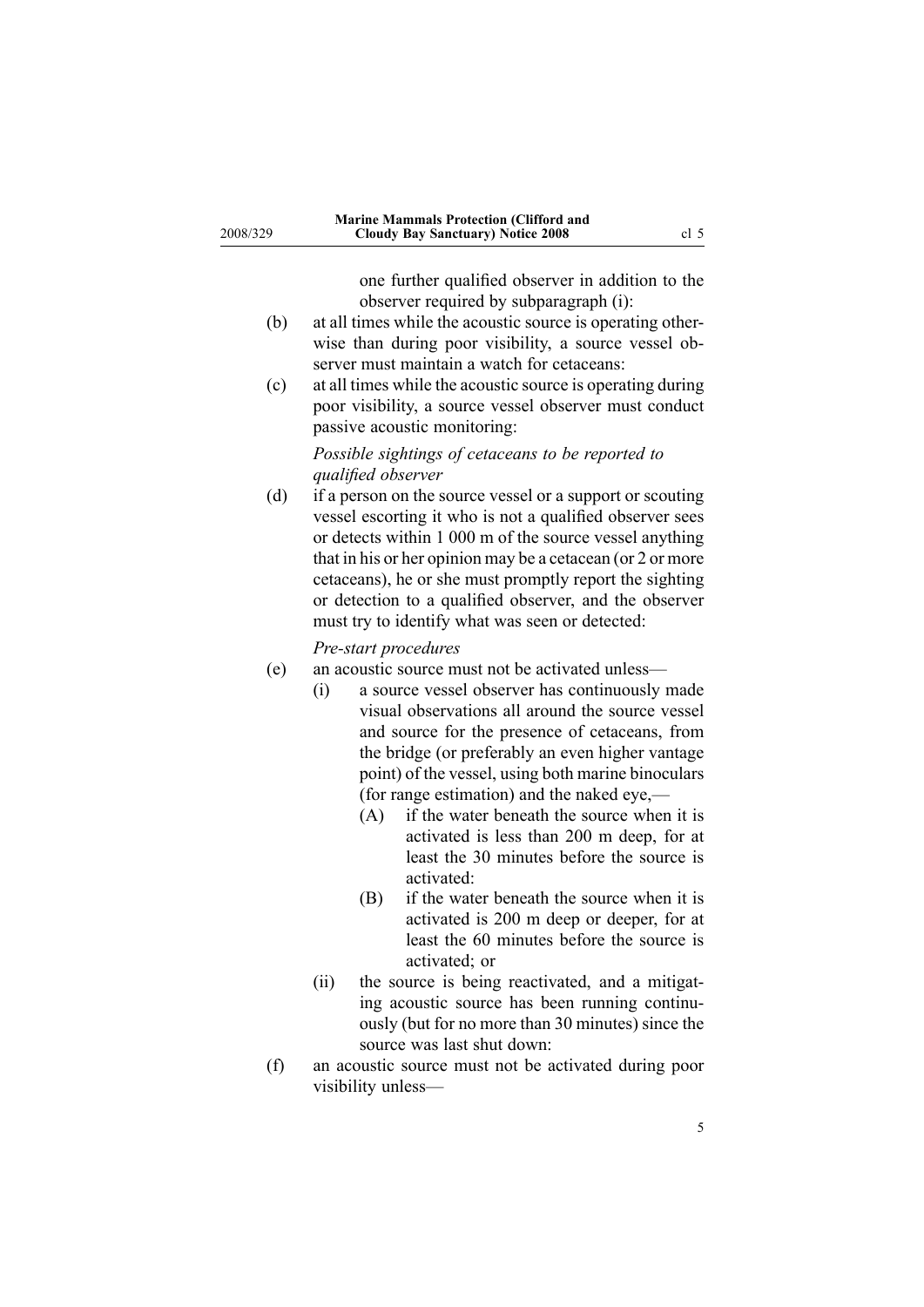one further qualified observer in addition to the observer required by subparagraph (i):

(b) at all times while the acoustic source is operating otherwise than during poor visibility, a source vessel observer must maintain a watch for cetaceans:

(c) at all times while the acoustic source is operating during poor visibility, a source vessel observer must conduct passive acoustic monitoring:

*Possible sightings of cetaceans to be reported to qualified observer*

(d) if a person on the source vessel or a support or scouting vessel escorting it who is not a qualified observer sees or detects within 1 000 m of the source vessel anything that in his or her opinion may be a cetacean (or 2 or more cetaceans), he or she must promptly report the sighting or detection to a qualified observer, and the observer must try to identify what was seen or detected:

*Pre-start procedures*

(e) an acoustic source must not be activated unless—

  (i) a source vessel observer has continuously made visual observations all around the source vessel and source for the presence of cetaceans, from the bridge (or preferably an even higher vantage point) of the vessel, using both marine binoculars (for range estimation) and the naked eye,—

    (A) if the water beneath the source when it is activated is less than 200 m deep, for at least the 30 minutes before the source is activated:

    (B) if the water beneath the source when it is activated is 200 m deep or deeper, for at least the 60 minutes before the source is activated; or

  (ii) the source is being reactivated, and a mitigating acoustic source has been running continuously (but for no more than 30 minutes) since the source was last shut down:

(f) an acoustic source must not be activated during poor visibility unless—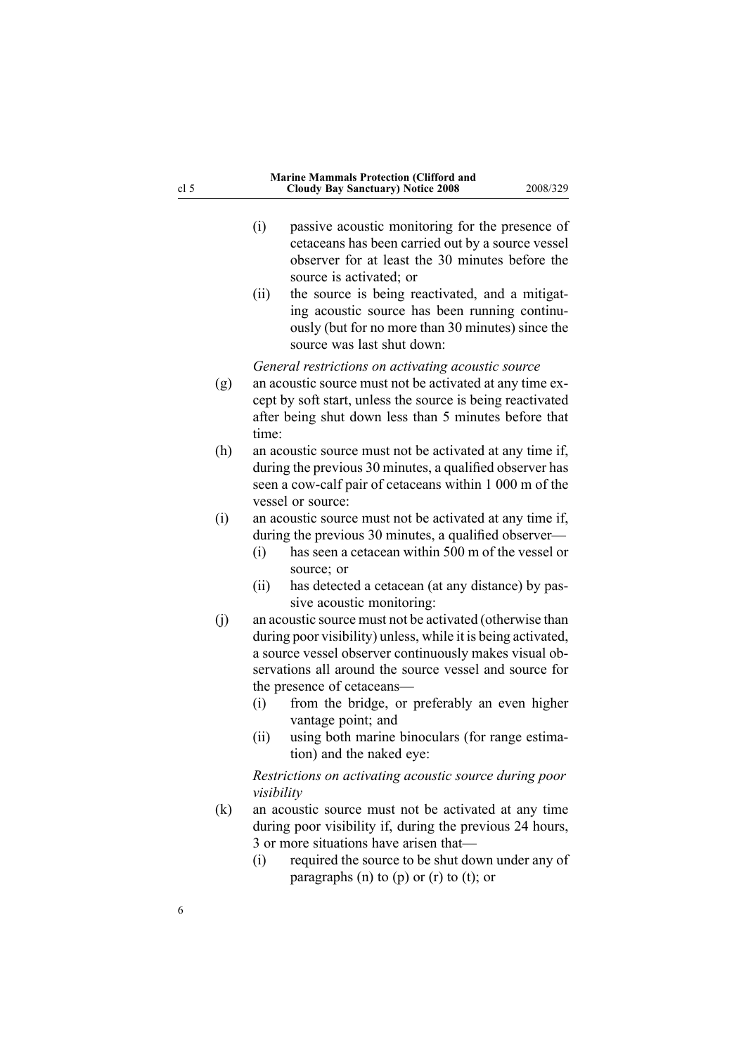- (i) passive acoustic monitoring for the presence of cetaceans has been carried out by a source vessel observer for at least the 30 minutes before the source is activated; or
- (ii) the source is being reactivated, and a mitigating acoustic source has been running continuously (but for no more than 30 minutes) since the source was last shut down:

*General restrictions on activating acoustic source*

- (g) an acoustic source must not be activated at any time except by soft start, unless the source is being reactivated after being shut down less than 5 minutes before that time:
- (h) an acoustic source must not be activated at any time if, during the previous 30 minutes, a qualified observer has seen a cow-calf pair of cetaceans within 1 000 m of the vessel or source:
- (i) an acoustic source must not be activated at any time if, during the previous 30 minutes, a qualified observer—
  - (i) has seen a cetacean within 500 m of the vessel or source; or
  - (ii) has detected a cetacean (at any distance) by passive acoustic monitoring:
- (j) an acoustic source must not be activated (otherwise than during poor visibility) unless, while it is being activated, a source vessel observer continuously makes visual observations all around the source vessel and source for the presence of cetaceans—
  - (i) from the bridge, or preferably an even higher vantage point; and
  - (ii) using both marine binoculars (for range estimation) and the naked eye:

*Restrictions on activating acoustic source during poor visibility*

- (k) an acoustic source must not be activated at any time during poor visibility if, during the previous 24 hours, 3 or more situations have arisen that—
  - (i) required the source to be shut down under any of paragraphs (n) to (p) or (r) to (t); or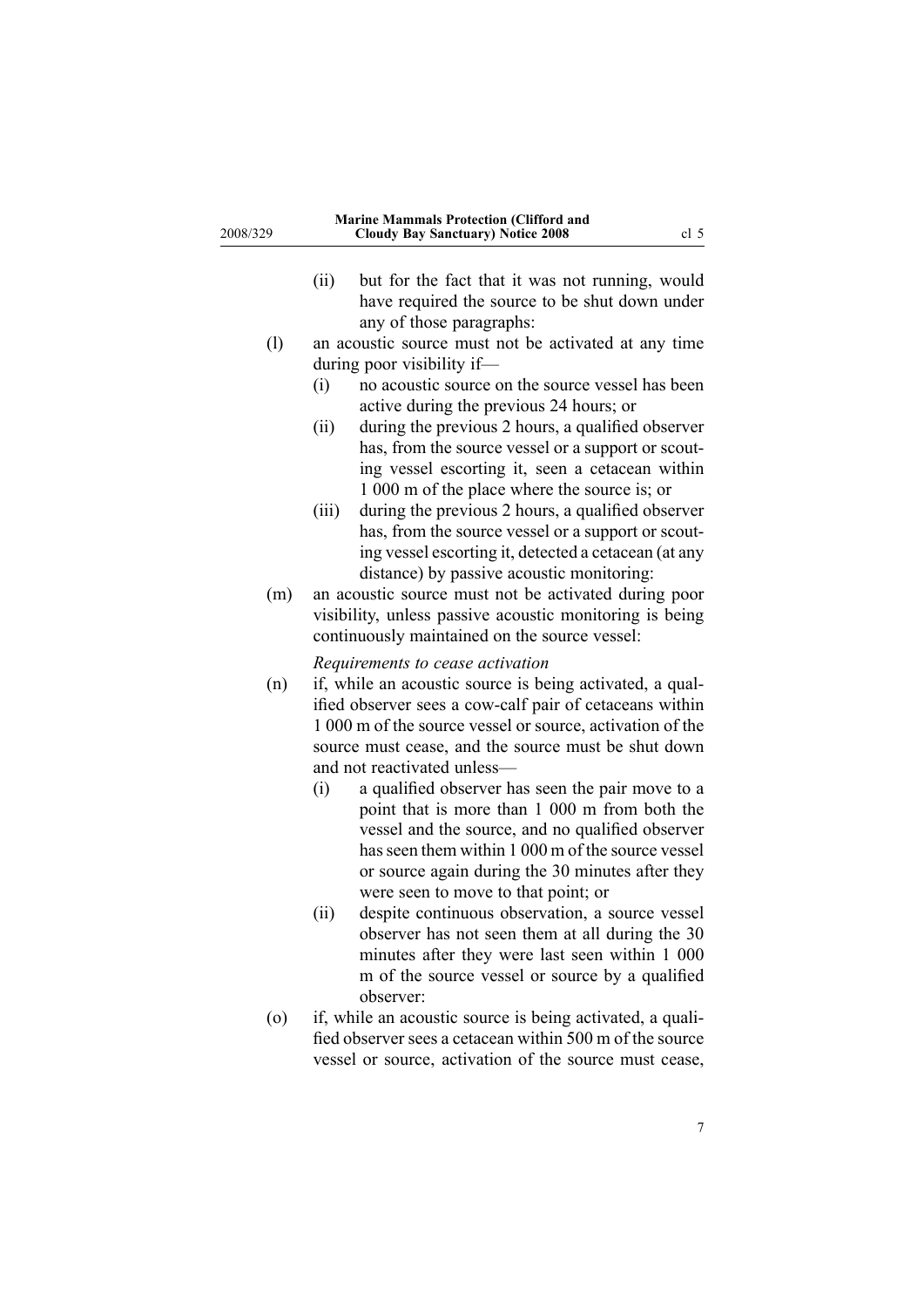(ii) but for the fact that it was not running, would have required the source to be shut down under any of those paragraphs:

(l) an acoustic source must not be activated at any time during poor visibility if—
    (i) no acoustic source on the source vessel has been active during the previous 24 hours; or
    (ii) during the previous 2 hours, a qualified observer has, from the source vessel or a support or scouting vessel escorting it, seen a cetacean within 1 000 m of the place where the source is; or
    (iii) during the previous 2 hours, a qualified observer has, from the source vessel or a support or scouting vessel escorting it, detected a cetacean (at any distance) by passive acoustic monitoring:

(m) an acoustic source must not be activated during poor visibility, unless passive acoustic monitoring is being continuously maintained on the source vessel:

*Requirements to cease activation*

(n) if, while an acoustic source is being activated, a qualified observer sees a cow-calf pair of cetaceans within 1 000 m of the source vessel or source, activation of the source must cease, and the source must be shut down and not reactivated unless—
    (i) a qualified observer has seen the pair move to a point that is more than 1 000 m from both the vessel and the source, and no qualified observer has seen them within 1 000 m of the source vessel or source again during the 30 minutes after they were seen to move to that point; or
    (ii) despite continuous observation, a source vessel observer has not seen them at all during the 30 minutes after they were last seen within 1 000 m of the source vessel or source by a qualified observer:

(o) if, while an acoustic source is being activated, a qualified observer sees a cetacean within 500 m of the source vessel or source, activation of the source must cease,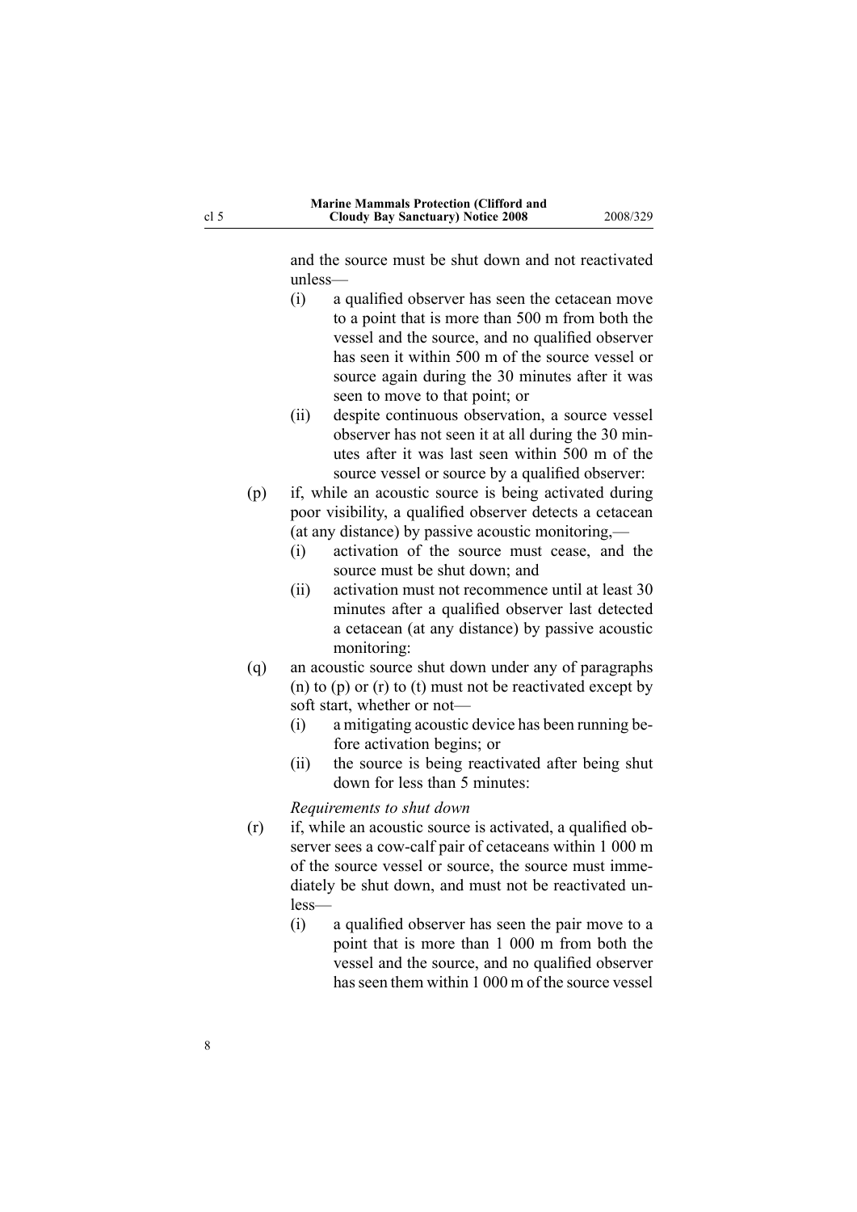and the source must be shut down and not reactivated unless—

- (i) a qualified observer has seen the cetacean move to a point that is more than 500 m from both the vessel and the source, and no qualified observer has seen it within 500 m of the source vessel or source again during the 30 minutes after it was seen to move to that point; or
- (ii) despite continuous observation, a source vessel observer has not seen it at all during the 30 minutes after it was last seen within 500 m of the source vessel or source by a qualified observer:

(p) if, while an acoustic source is being activated during poor visibility, a qualified observer detects a cetacean (at any distance) by passive acoustic monitoring,—

- (i) activation of the source must cease, and the source must be shut down; and
- (ii) activation must not recommence until at least 30 minutes after a qualified observer last detected a cetacean (at any distance) by passive acoustic monitoring:

(q) an acoustic source shut down under any of paragraphs (n) to (p) or (r) to (t) must not be reactivated except by soft start, whether or not—

- (i) a mitigating acoustic device has been running before activation begins; or
- (ii) the source is being reactivated after being shut down for less than 5 minutes:

*Requirements to shut down*

(r) if, while an acoustic source is activated, a qualified observer sees a cow-calf pair of cetaceans within 1 000 m of the source vessel or source, the source must immediately be shut down, and must not be reactivated unless—

- (i) a qualified observer has seen the pair move to a point that is more than 1 000 m from both the vessel and the source, and no qualified observer has seen them within 1 000 m of the source vessel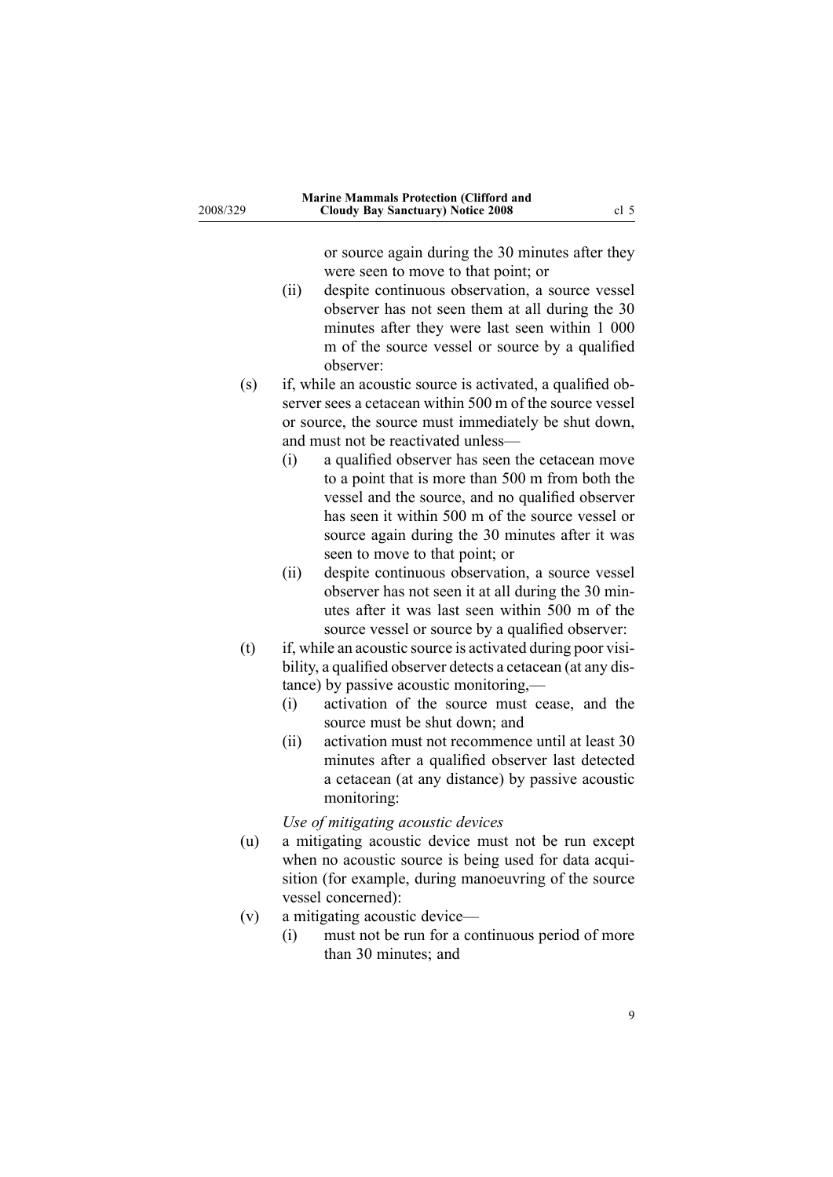or source again during the 30 minutes after they were seen to move to that point; or

(ii) despite continuous observation, a source vessel observer has not seen them at all during the 30 minutes after they were last seen within 1 000 m of the source vessel or source by a qualified observer:

(s) if, while an acoustic source is activated, a qualified observer sees a cetacean within 500 m of the source vessel or source, the source must immediately be shut down, and must not be reactivated unless—

(i) a qualified observer has seen the cetacean move to a point that is more than 500 m from both the vessel and the source, and no qualified observer has seen it within 500 m of the source vessel or source again during the 30 minutes after it was seen to move to that point; or

(ii) despite continuous observation, a source vessel observer has not seen it at all during the 30 minutes after it was last seen within 500 m of the source vessel or source by a qualified observer:

(t) if, while an acoustic source is activated during poor visibility, a qualified observer detects a cetacean (at any distance) by passive acoustic monitoring,—

(i) activation of the source must cease, and the source must be shut down; and

(ii) activation must not recommence until at least 30 minutes after a qualified observer last detected a cetacean (at any distance) by passive acoustic monitoring:

*Use of mitigating acoustic devices*

(u) a mitigating acoustic device must not be run except when no acoustic source is being used for data acquisition (for example, during manoeuvring of the source vessel concerned):

(v) a mitigating acoustic device—

(i) must not be run for a continuous period of more than 30 minutes; and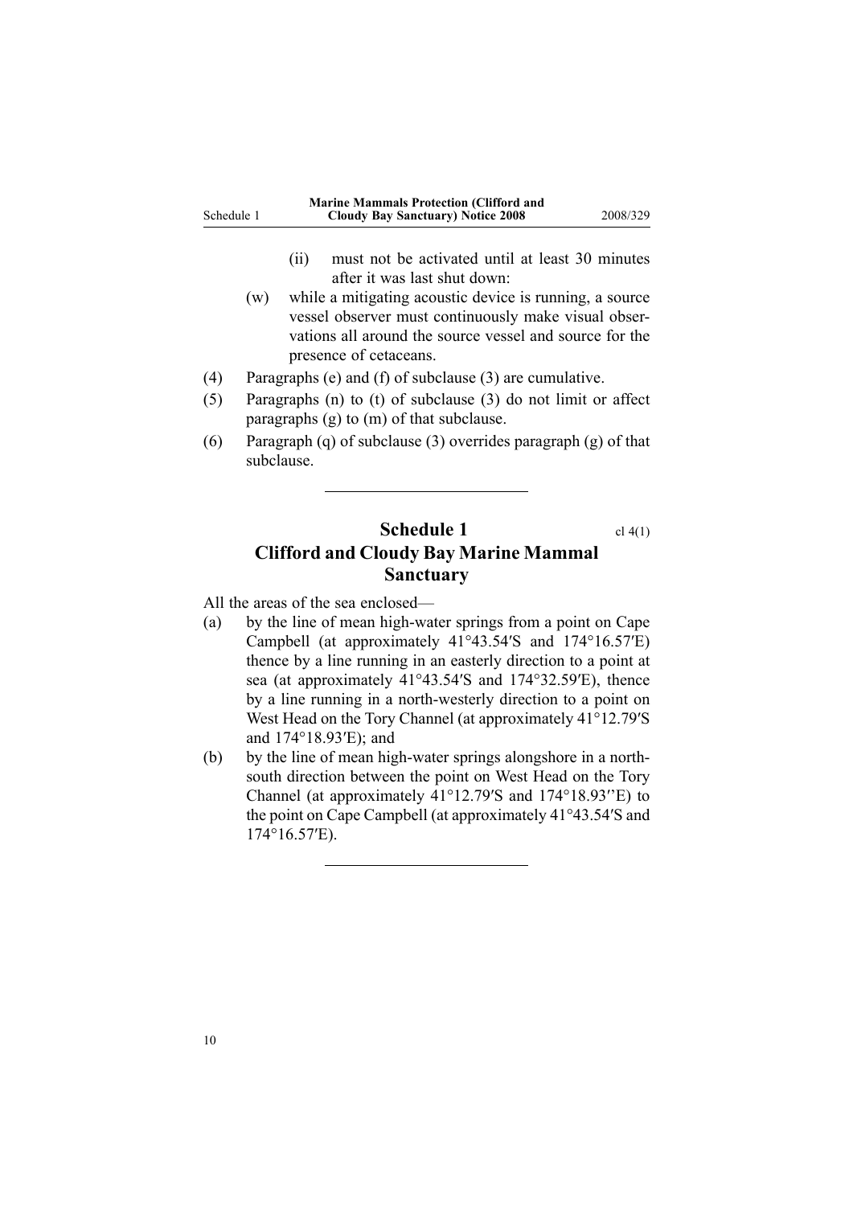(ii) must not be activated until at least 30 minutes after it was last shut down:

(w) while a mitigating acoustic device is running, a source vessel observer must continuously make visual observations all around the source vessel and source for the presence of cetaceans.

(4) Paragraphs (e) and (f) of subclause (3) are cumulative.

(5) Paragraphs (n) to (t) of subclause (3) do not limit or affect paragraphs (g) to (m) of that subclause.

(6) Paragraph (q) of subclause (3) overrides paragraph (g) of that subclause.

---

## Schedule 1 
cl 4(1)

## Clifford and Cloudy Bay Marine Mammal Sanctuary

All the areas of the sea enclosed—

(a) by the line of mean high-water springs from a point on Cape Campbell (at approximately 41°43.54′S and 174°16.57′E) thence by a line running in an easterly direction to a point at sea (at approximately 41°43.54′S and 174°32.59′E), thence by a line running in a north-westerly direction to a point on West Head on the Tory Channel (at approximately 41°12.79′S and 174°18.93′E); and

(b) by the line of mean high-water springs alongshore in a north-south direction between the point on West Head on the Tory Channel (at approximately 41°12.79′S and 174°18.93′′E) to the point on Cape Campbell (at approximately 41°43.54′S and 174°16.57′E).

---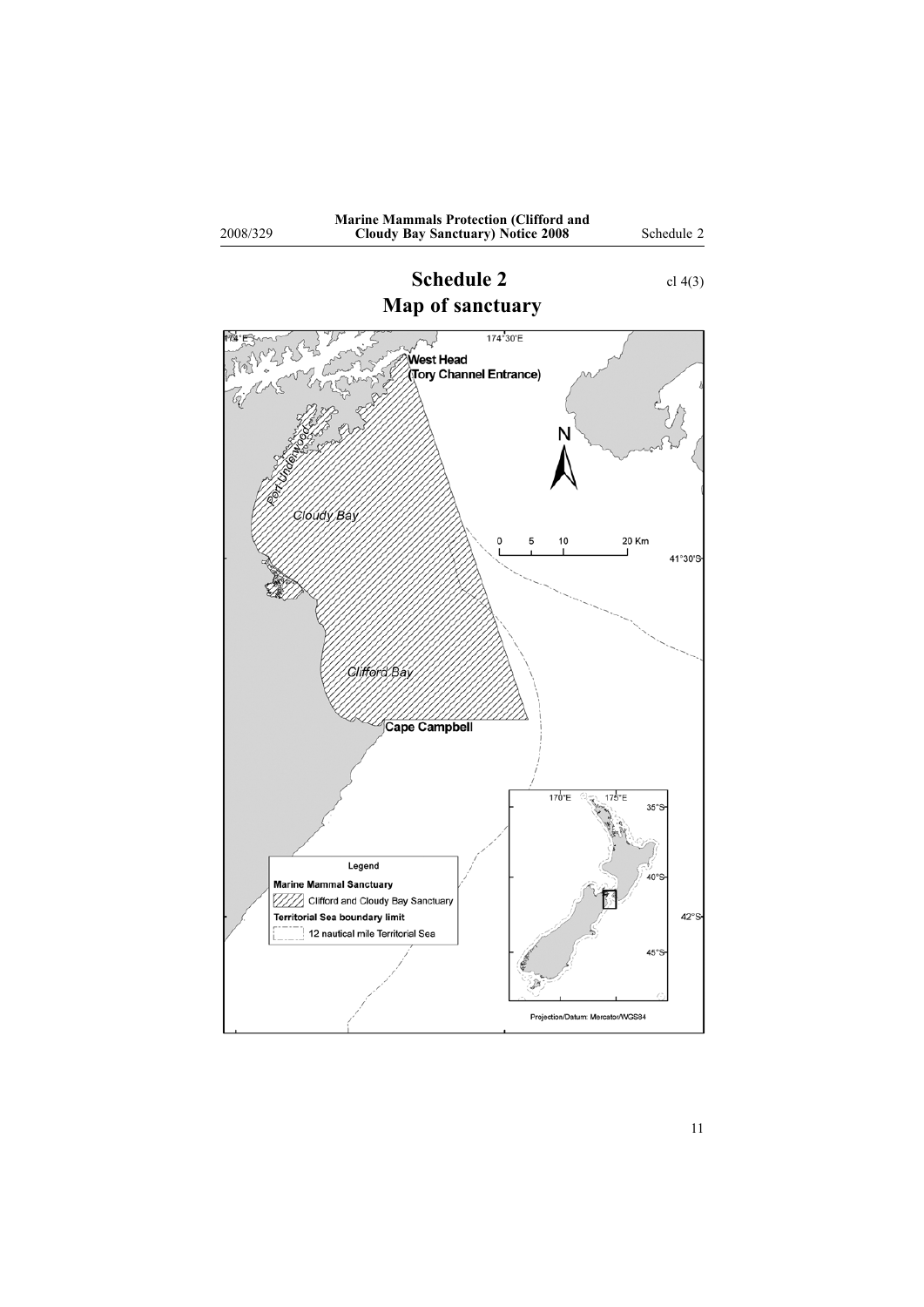# Schedule 2

cl 4(3)

## Map of sanctuary

174°E

174°30'E

West Head
(Tory Channel Entrance)

Port Underwood

Cloudy Bay

Clifford Bay

Cape Campbell

N

0 5 10 20 Km

41°30'S

170°E 175°E

35°S

40°S

42°S

45°S

Legend

Marine Mammal Sanctuary

Clifford and Cloudy Bay Sanctuary

Territorial Sea boundary limit

12 nautical mile Territorial Sea

Projection/Datum: Mercator/WGS84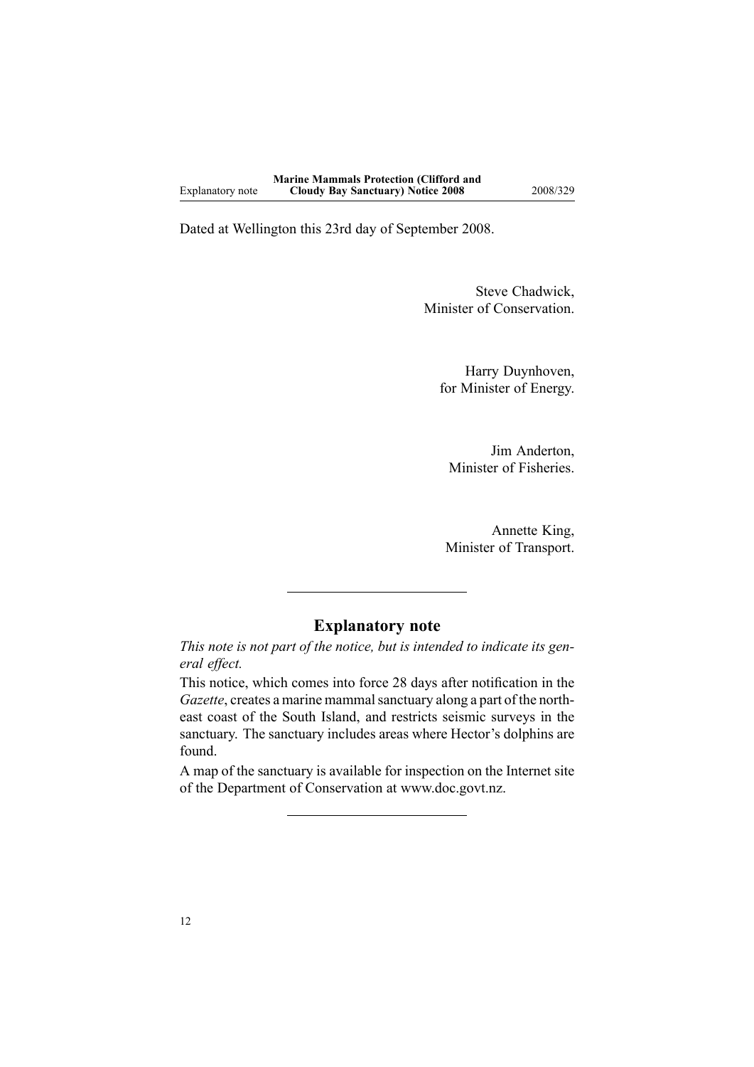Dated at Wellington this 23rd day of September 2008.

Steve Chadwick,
Minister of Conservation.

Harry Duynhoven,
for Minister of Energy.

Jim Anderton,
Minister of Fisheries.

Annette King,
Minister of Transport.

---

## Explanatory note

*This note is not part of the notice, but is intended to indicate its general effect.*

This notice, which comes into force 28 days after notification in the *Gazette*, creates a marine mammal sanctuary along a part of the north-east coast of the South Island, and restricts seismic surveys in the sanctuary. The sanctuary includes areas where Hector's dolphins are found.

A map of the sanctuary is available for inspection on the Internet site of the Department of Conservation at www.doc.govt.nz.

---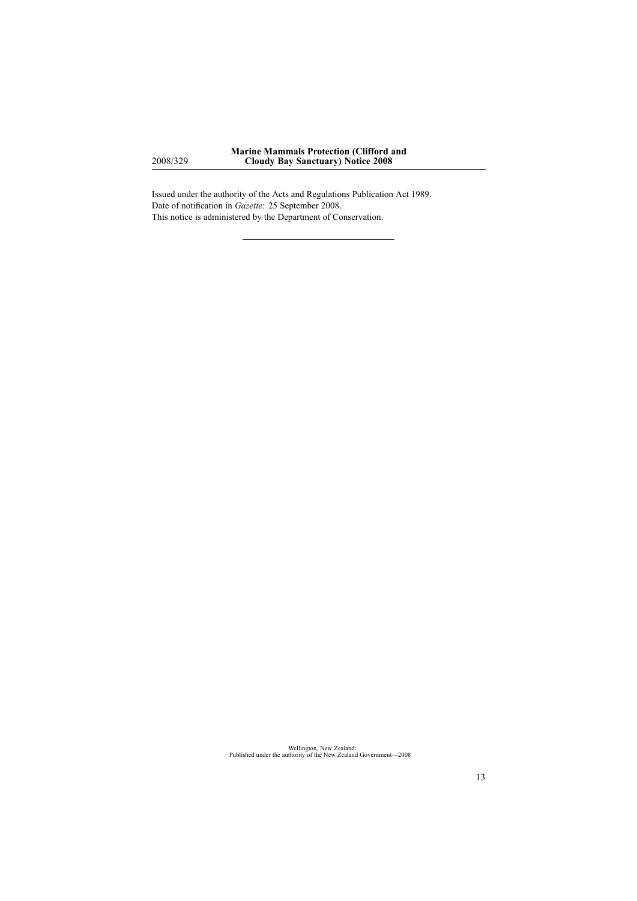Issued under the authority of the Acts and Regulations Publication Act 1989.
Date of notification in *Gazette*: 25 September 2008.
This notice is administered by the Department of Conservation.

---

Wellington, New Zealand:
Published under the authority of the New Zealand Government—2008